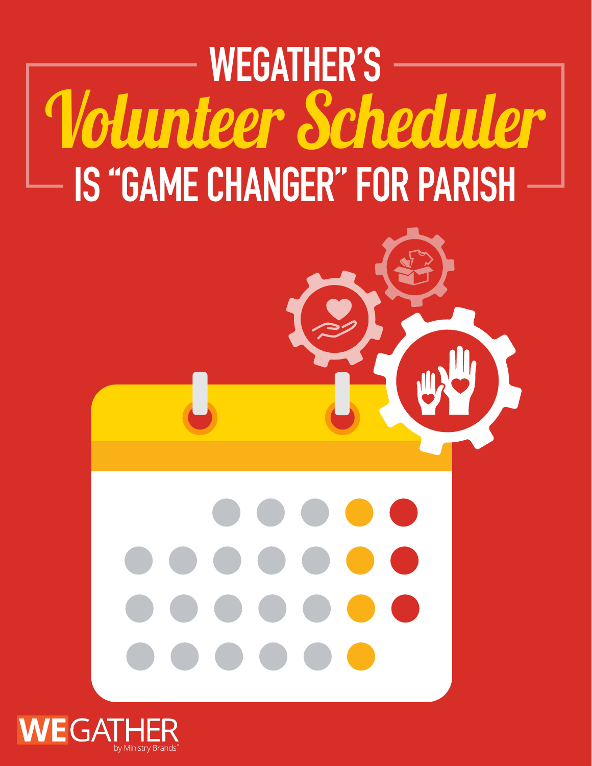# WEGATHER'S *Volunteer Scheduler* IS "GAME CHANGER" FOR PARISH

WEGATHER by Ministry Brands®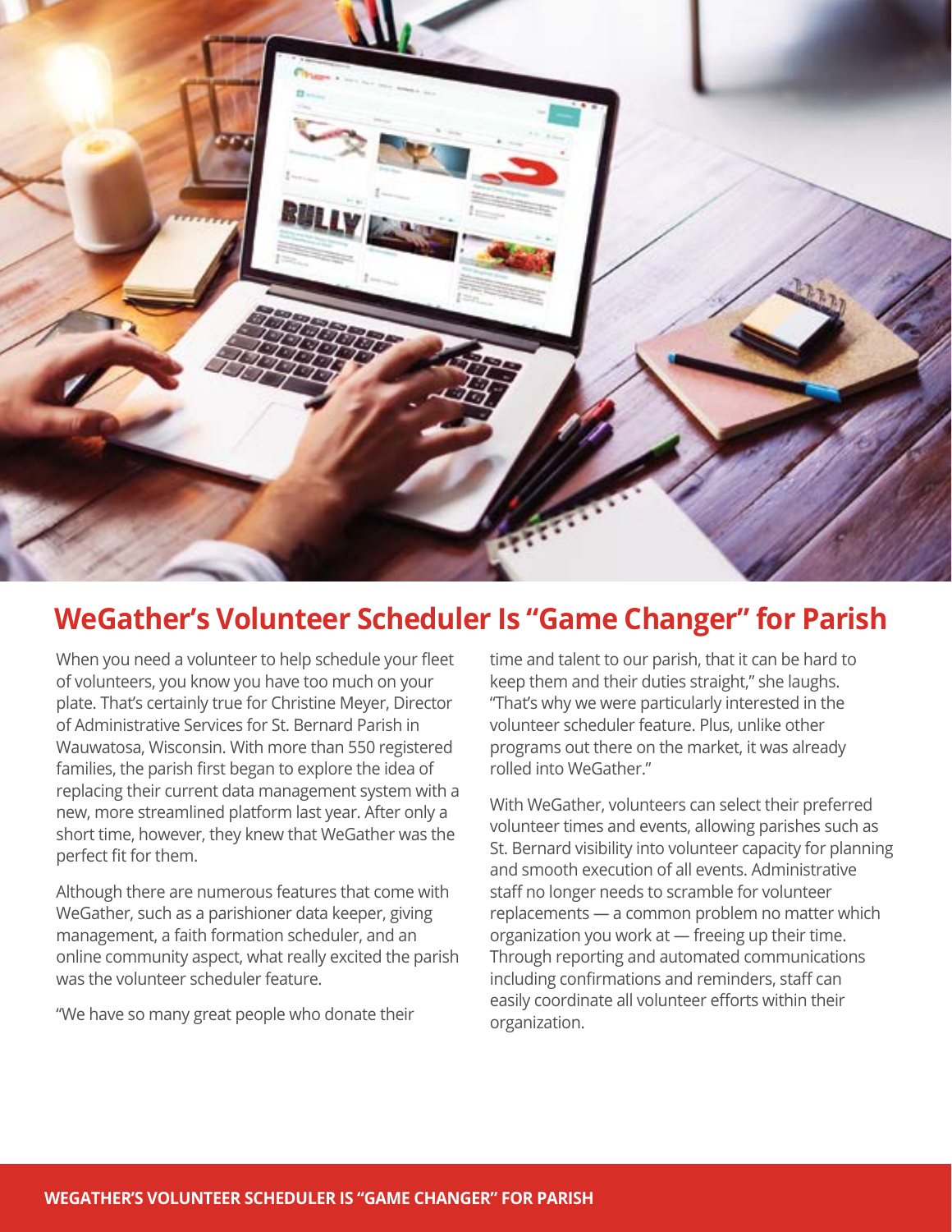# WeGather's Volunteer Scheduler Is "Game Changer" for Parish

When you need a volunteer to help schedule your fleet of volunteers, you know you have too much on your plate. That's certainly true for Christine Meyer, Director of Administrative Services for St. Bernard Parish in Wauwatosa, Wisconsin. With more than 550 registered families, the parish first began to explore the idea of replacing their current data management system with a new, more streamlined platform last year. After only a short time, however, they knew that WeGather was the perfect fit for them.

Although there are numerous features that come with WeGather, such as a parishioner data keeper, giving management, a faith formation scheduler, and an online community aspect, what really excited the parish was the volunteer scheduler feature.

"We have so many great people who donate their time and talent to our parish, that it can be hard to keep them and their duties straight," she laughs. "That's why we were particularly interested in the volunteer scheduler feature. Plus, unlike other programs out there on the market, it was already rolled into WeGather."

With WeGather, volunteers can select their preferred volunteer times and events, allowing parishes such as St. Bernard visibility into volunteer capacity for planning and smooth execution of all events. Administrative staff no longer needs to scramble for volunteer replacements — a common problem no matter which organization you work at — freeing up their time. Through reporting and automated communications including confirmations and reminders, staff can easily coordinate all volunteer efforts within their organization.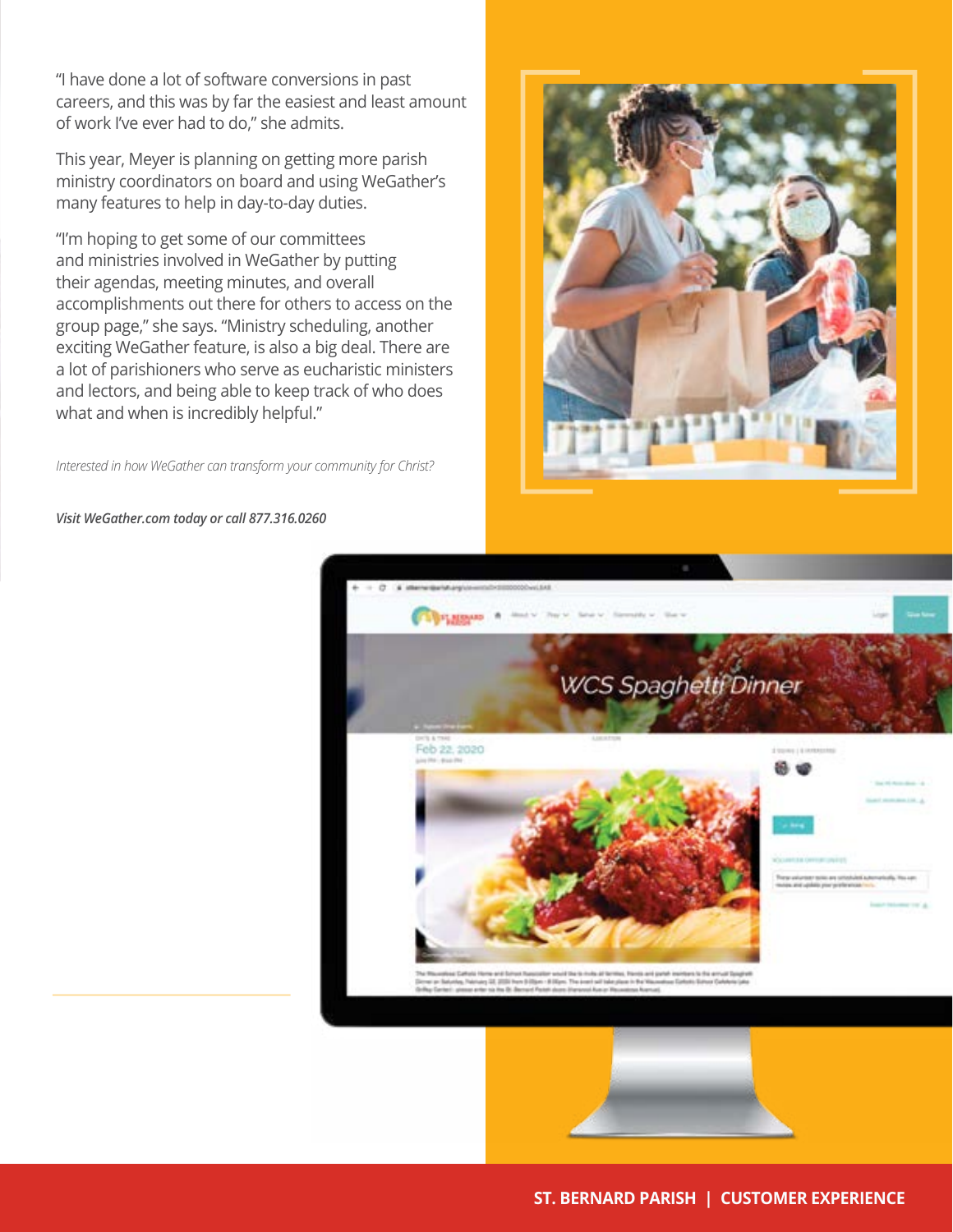"I have done a lot of software conversions in past careers, and this was by far the easiest and least amount of work I've ever had to do," she admits.

This year, Meyer is planning on getting more parish ministry coordinators on board and using WeGather's many features to help in day-to-day duties.

"I'm hoping to get some of our committees and ministries involved in WeGather by putting their agendas, meeting minutes, and overall accomplishments out there for others to access on the group page," she says. "Ministry scheduling, another exciting WeGather feature, is also a big deal. There are a lot of parishioners who serve as eucharistic ministers and lectors, and being able to keep track of who does what and when is incredibly helpful."

*Interested in how WeGather can transform your community for Christ?*

***Visit WeGather.com today or call 877.316.0260***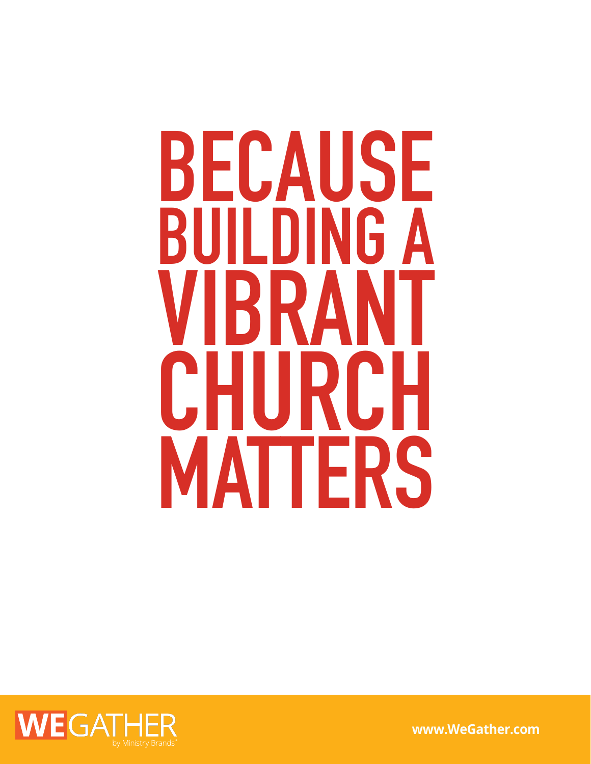# BECAUSE BUILDING A VIBRANT CHURCH MATTERS

WEGATHER
by Ministry Brands®

**www.WeGather.com**